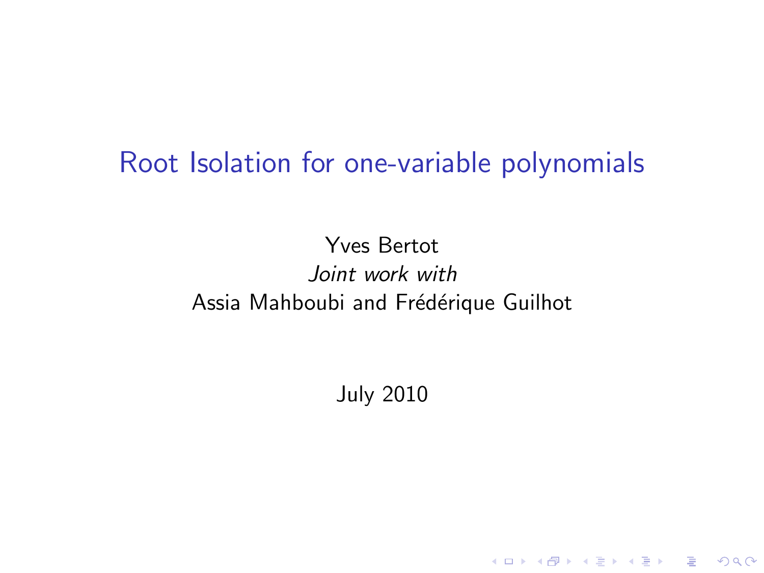# Root Isolation for one-variable polynomials

Yves Bertot

*Joint work with*

Assia Mahboubi and Frédérique Guilhot

July 2010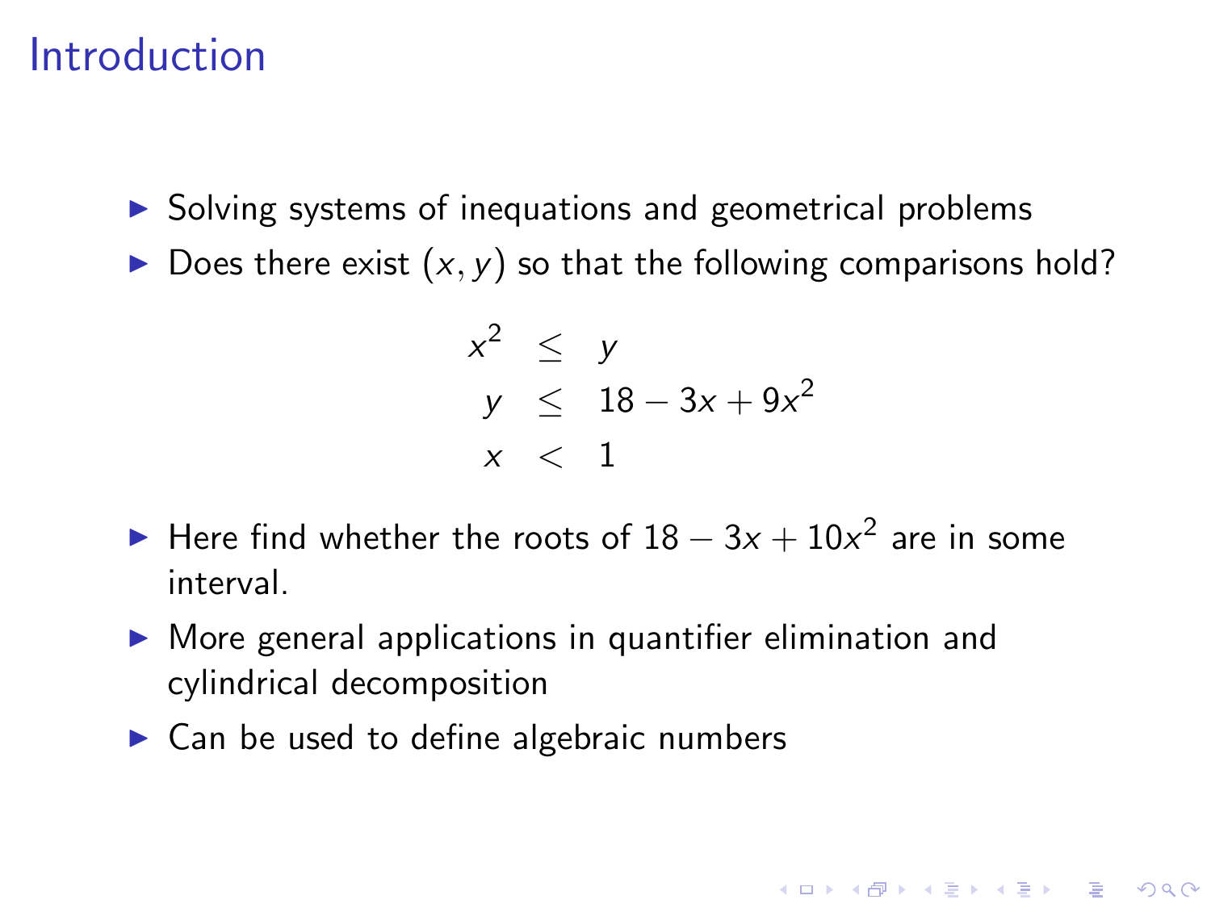# Introduction

- Solving systems of inequations and geometrical problems
- Does there exist $(x, y)$ so that the following comparisons hold?

$$
\begin{array}{rcl}
x^2 & \leq & y \\
y & \leq & 18 - 3x + 9x^2 \\
x & < & 1
\end{array}
$$

- Here find whether the roots of $18 - 3x + 10x^2$ are in some interval.
- More general applications in quantifier elimination and cylindrical decomposition
- Can be used to define algebraic numbers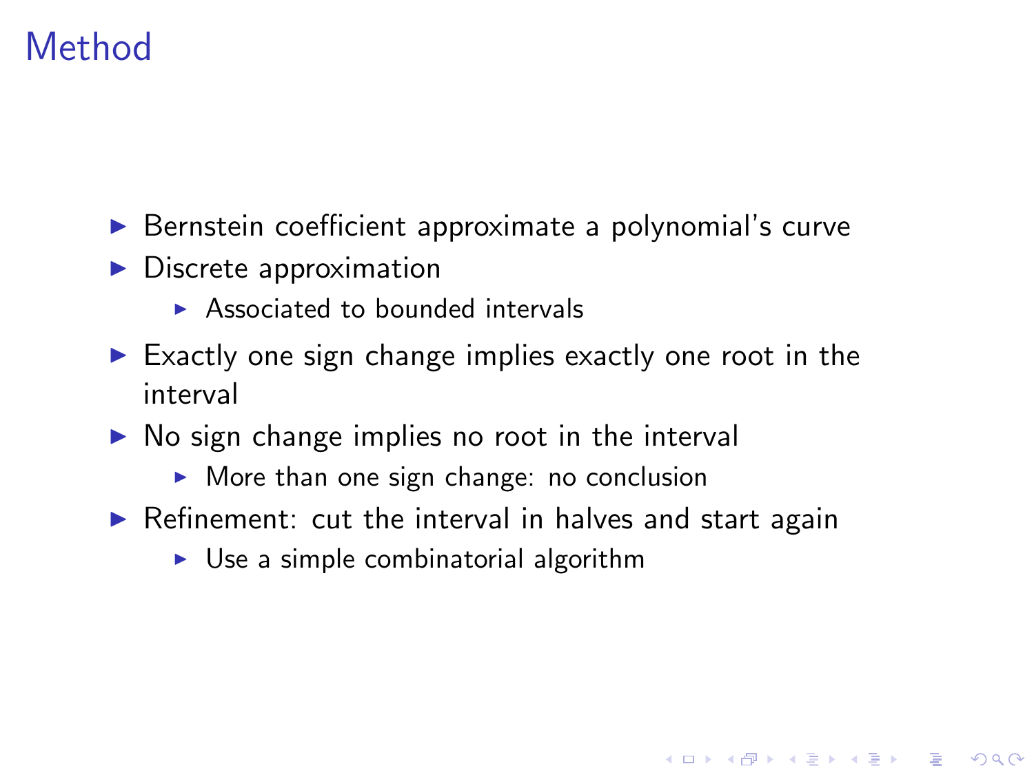# Method

- Bernstein coefficient approximate a polynomial's curve
- Discrete approximation
  - Associated to bounded intervals
- Exactly one sign change implies exactly one root in the interval
- No sign change implies no root in the interval
  - More than one sign change: no conclusion
- Refinement: cut the interval in halves and start again
  - Use a simple combinatorial algorithm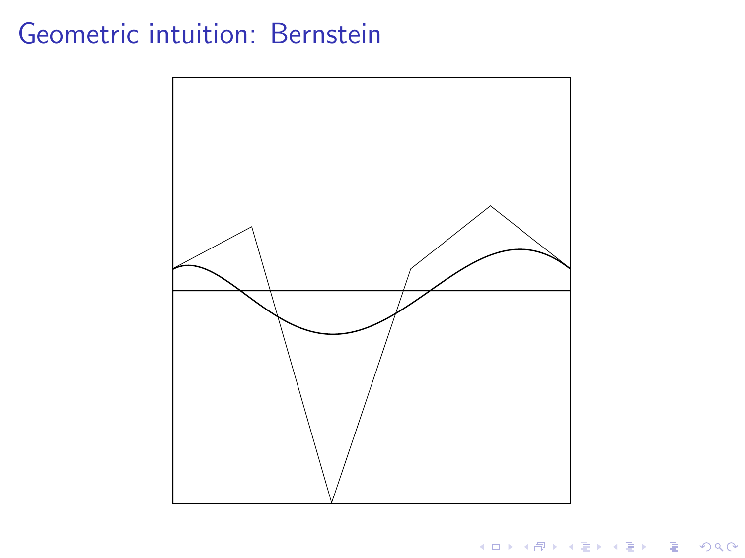# Geometric intuition: Bernstein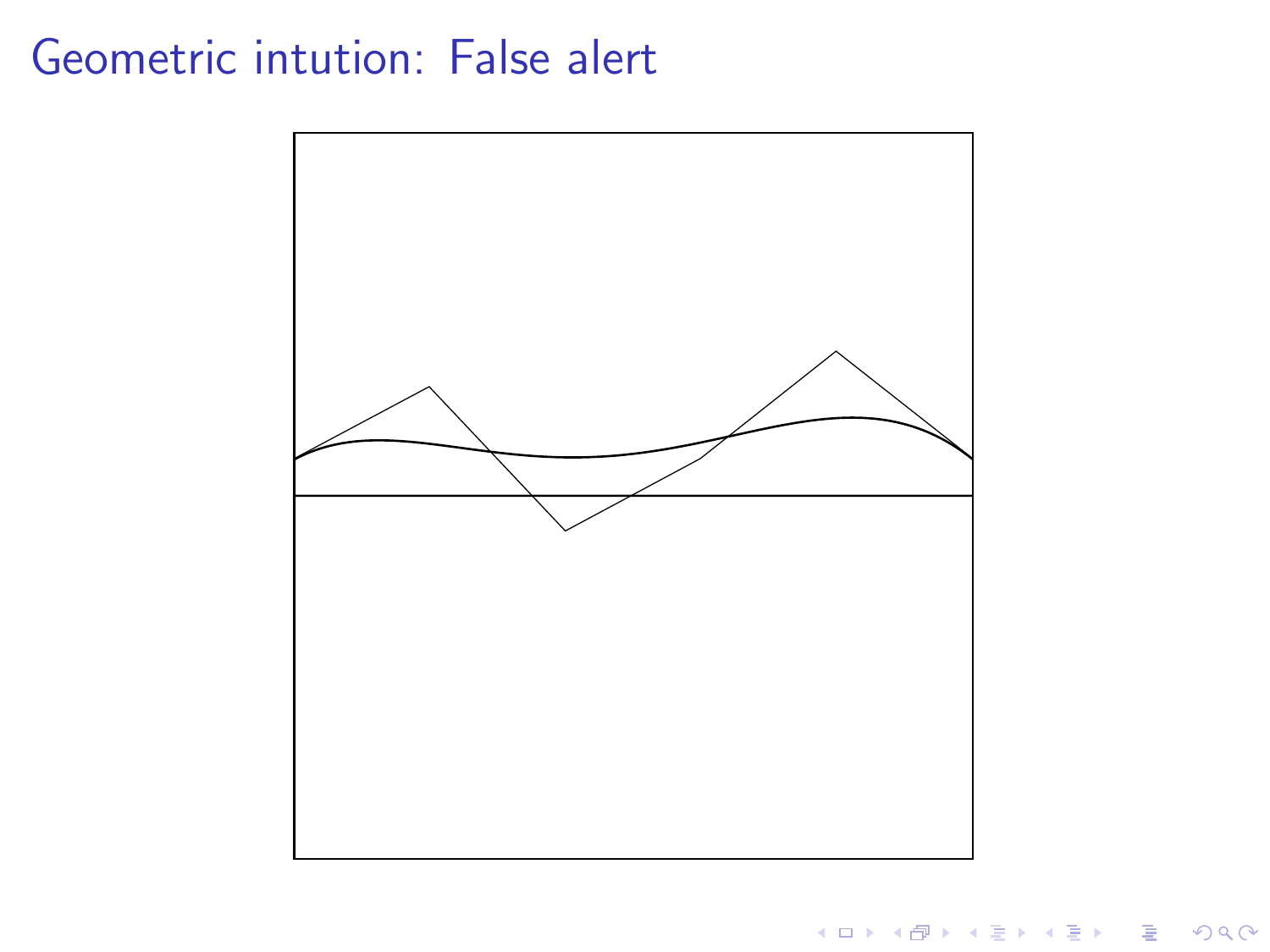# Geometric intution: False alert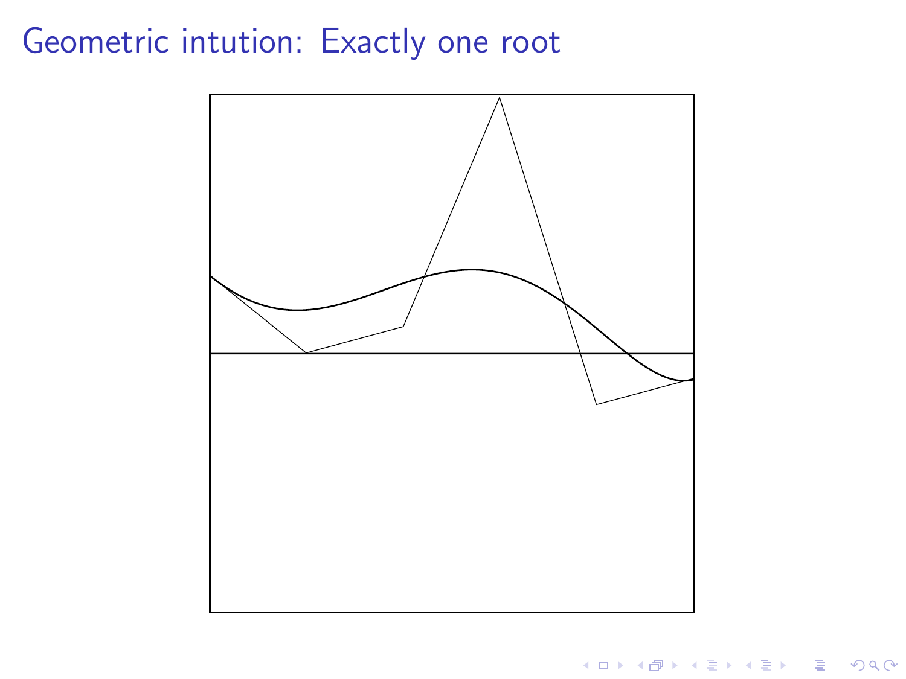# Geometric intution: Exactly one root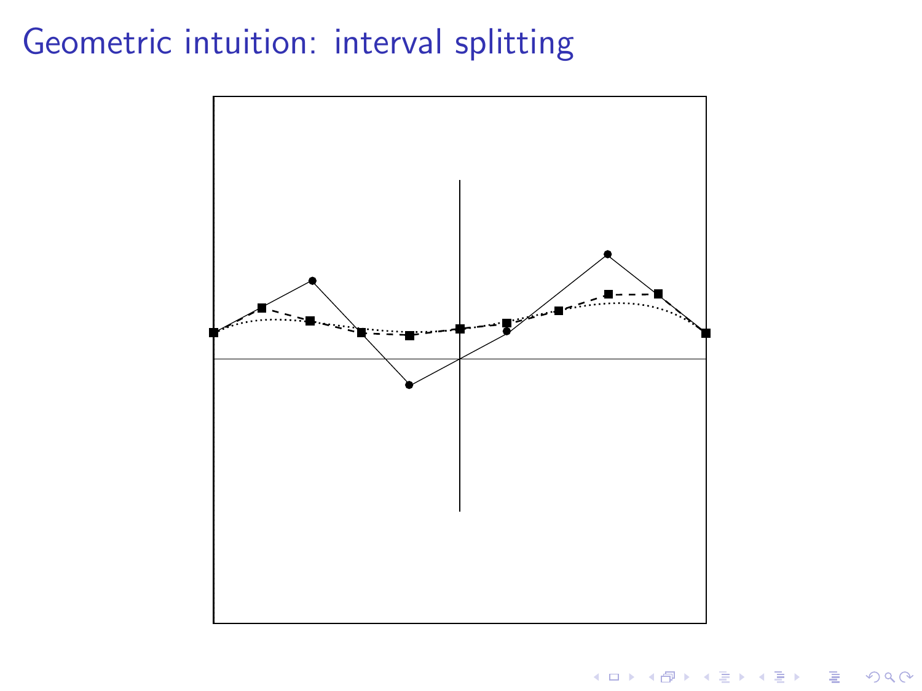# Geometric intuition: interval splitting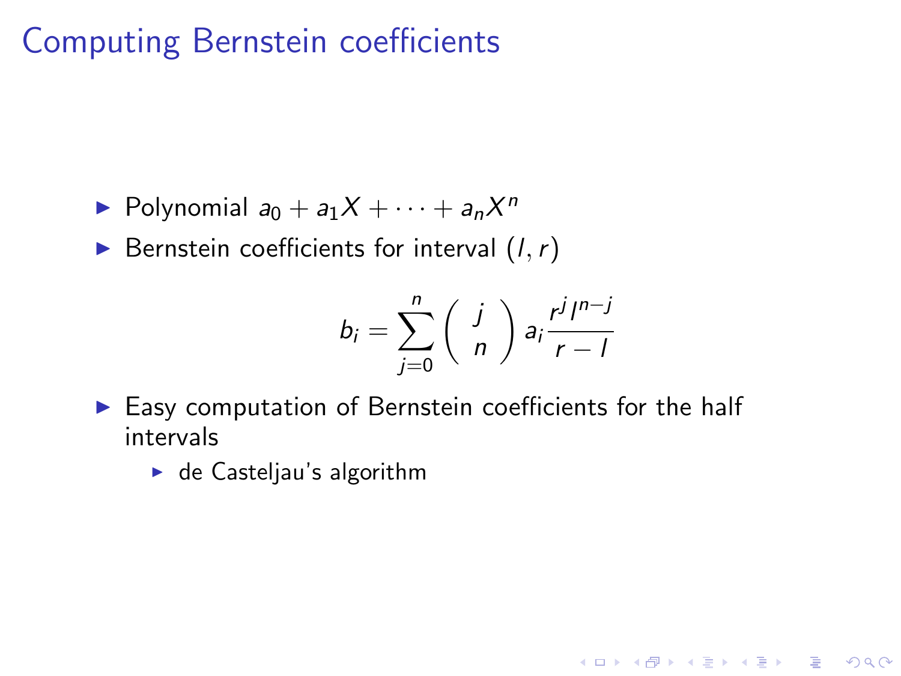# Computing Bernstein coefficients

- Polynomial $a_0 + a_1 X + \cdots + a_n X^n$
- Bernstein coefficients for interval $(l, r)$

$$b_i = \sum_{j=0}^{n} \begin{pmatrix} j \\ n \end{pmatrix} a_i \frac{r^j l^{n-j}}{r - l}$$

- Easy computation of Bernstein coefficients for the half intervals
  - de Casteljau's algorithm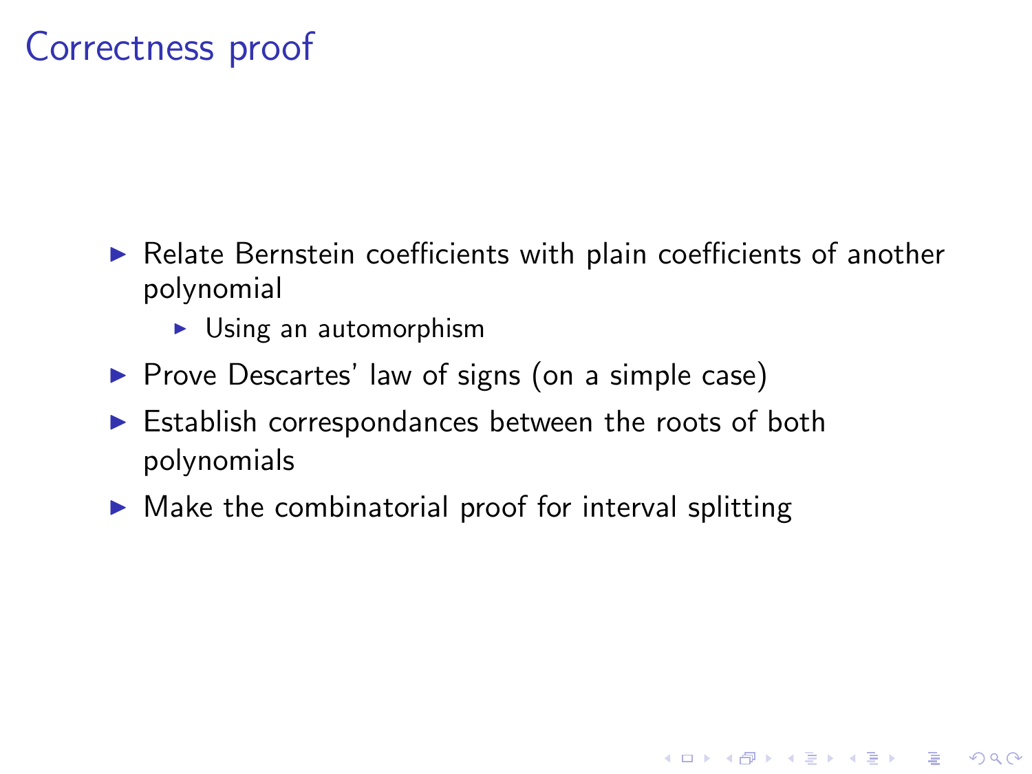# Correctness proof

- Relate Bernstein coefficients with plain coefficients of another polynomial
  - Using an automorphism
- Prove Descartes' law of signs (on a simple case)
- Establish correspondances between the roots of both polynomials
- Make the combinatorial proof for interval splitting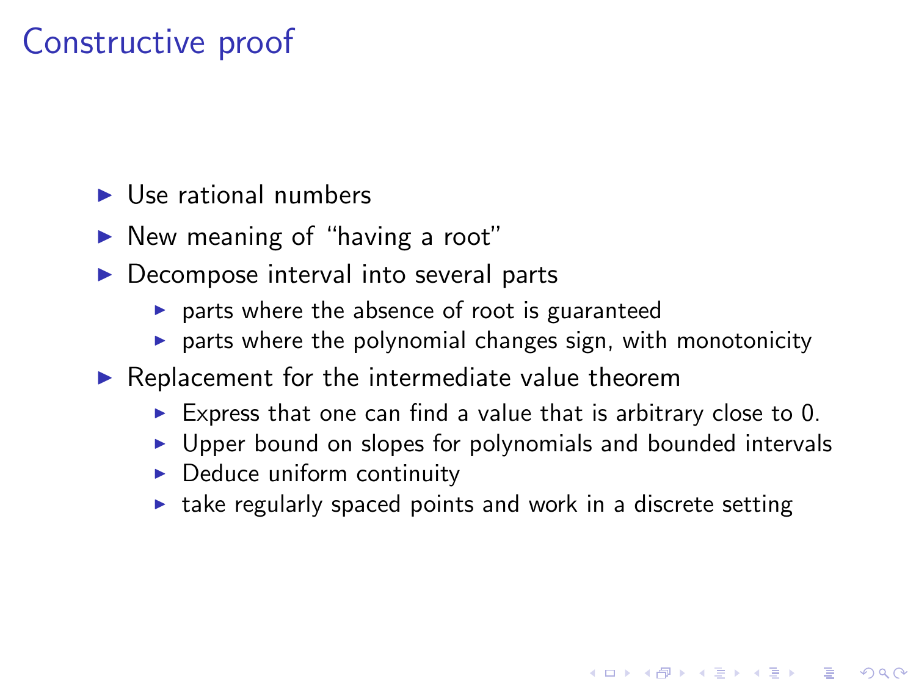# Constructive proof

- Use rational numbers
- New meaning of “having a root”
- Decompose interval into several parts
  - parts where the absence of root is guaranteed
  - parts where the polynomial changes sign, with monotonicity
- Replacement for the intermediate value theorem
  - Express that one can find a value that is arbitrary close to 0.
  - Upper bound on slopes for polynomials and bounded intervals
  - Deduce uniform continuity
  - take regularly spaced points and work in a discrete setting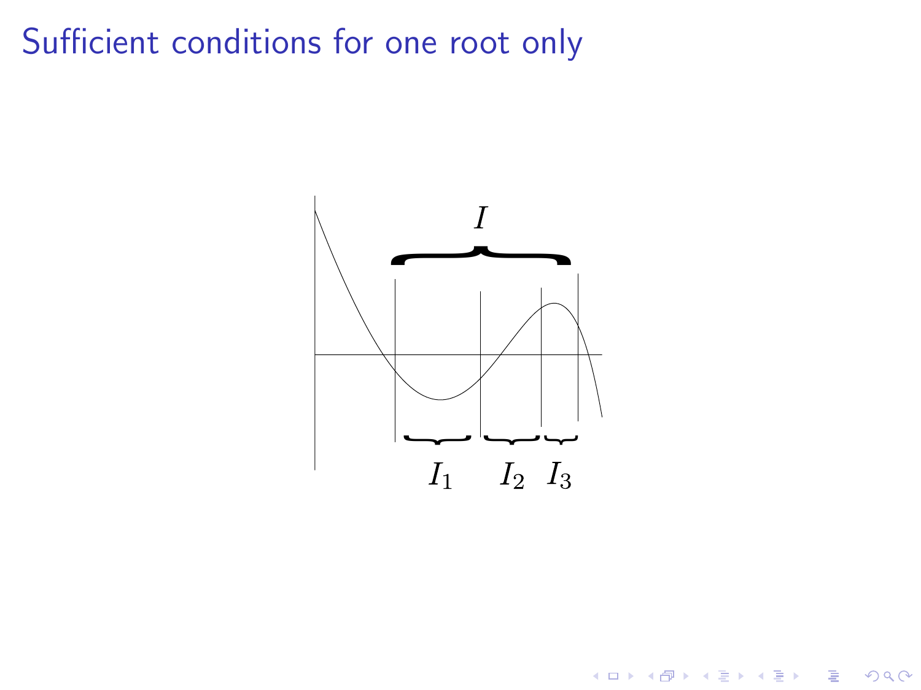# Sufficient conditions for one root only

$I$

$I_1$ $I_2$ $I_3$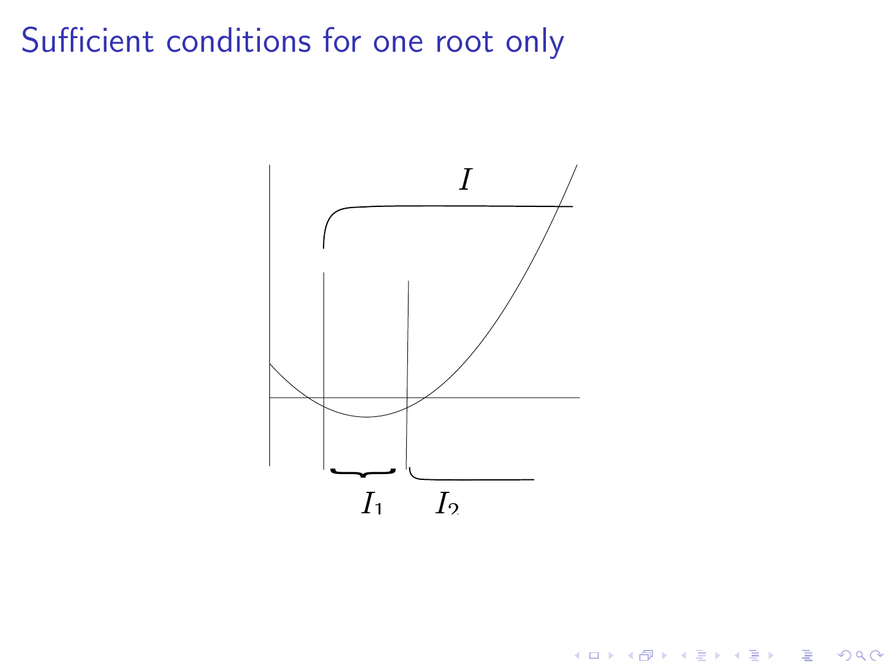# Sufficient conditions for one root only

$I$

$I_1$

$I_2$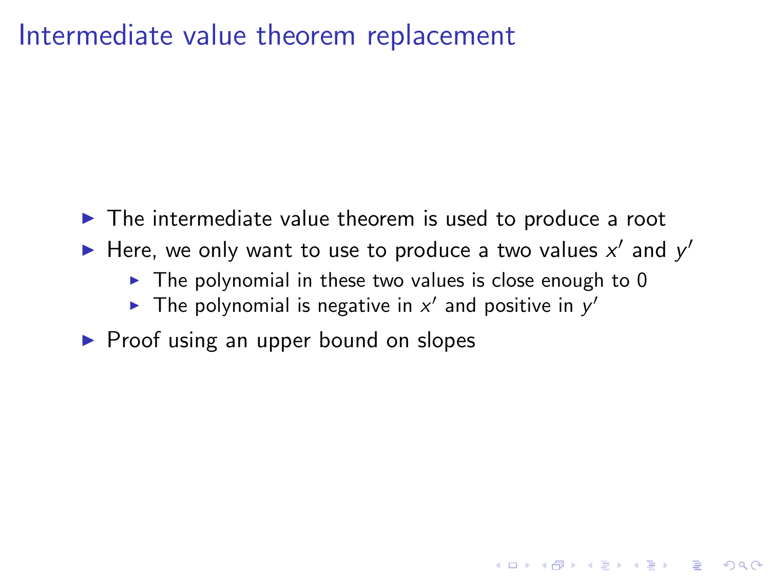# Intermediate value theorem replacement

- The intermediate value theorem is used to produce a root
- Here, we only want to use to produce a two values $x'$ and $y'$
  - The polynomial in these two values is close enough to 0
  - The polynomial is negative in $x'$ and positive in $y'$
- Proof using an upper bound on slopes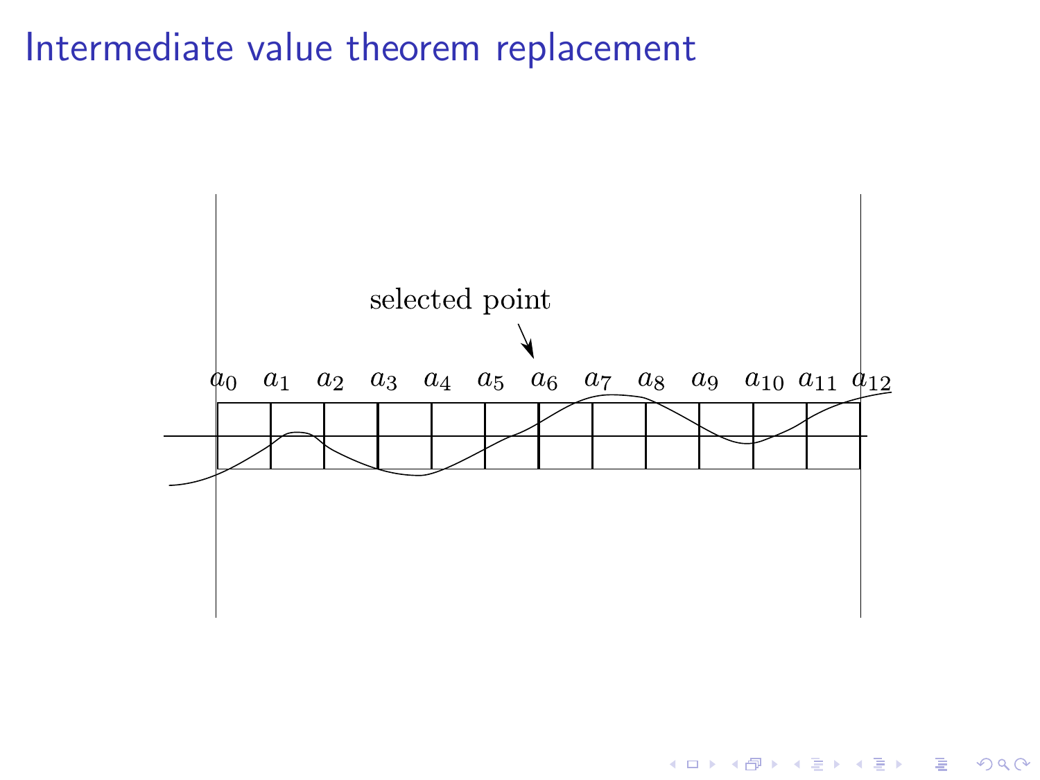# Intermediate value theorem replacement

selected point

$a_0$ $a_1$ $a_2$ $a_3$ $a_4$ $a_5$ $a_6$ $a_7$ $a_8$ $a_9$ $a_{10}$ $a_{11}$ $a_{12}$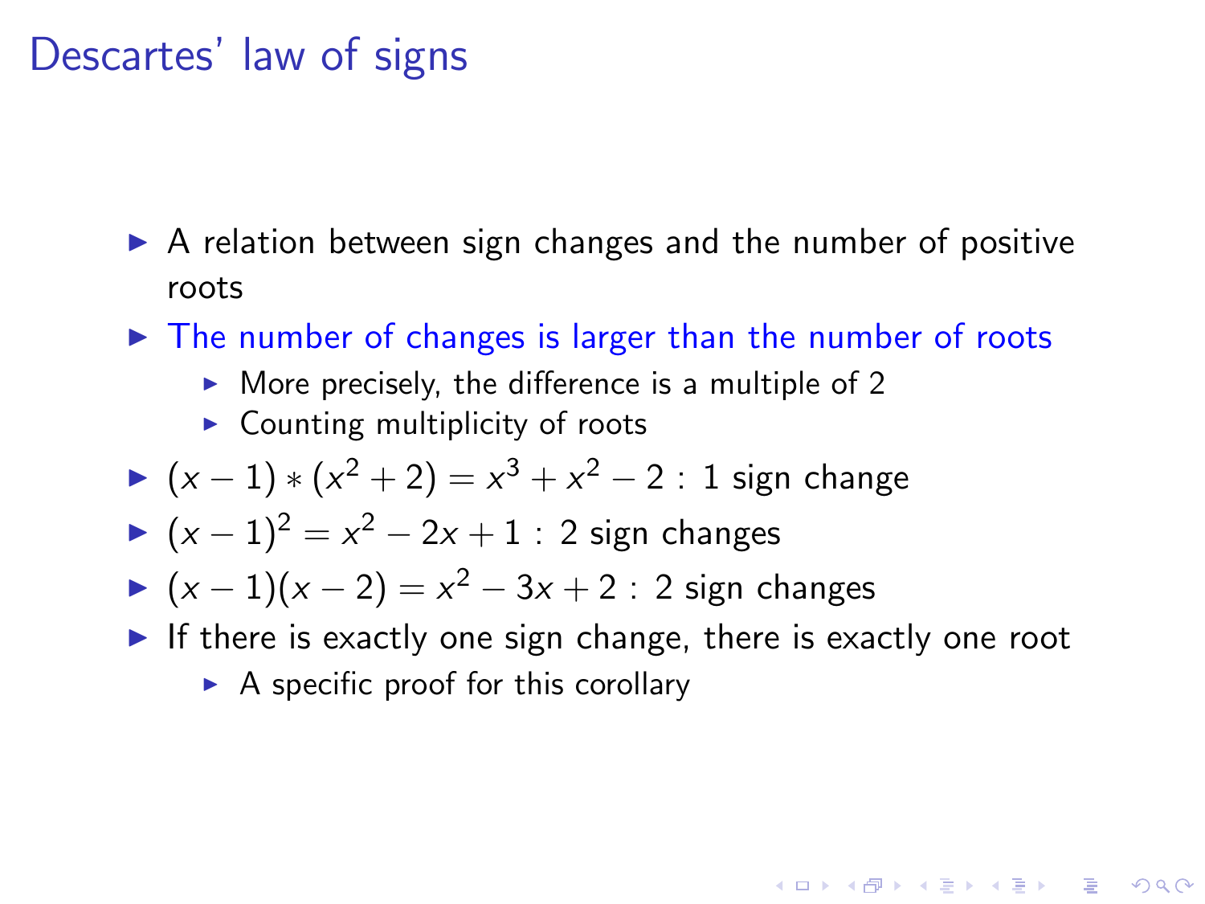# Descartes' law of signs

- A relation between sign changes and the number of positive roots
- The number of changes is larger than the number of roots
  - More precisely, the difference is a multiple of 2
  - Counting multiplicity of roots
- $(x-1)*(x^2+2) = x^3+x^2-2$ : 1 sign change
- $(x-1)^2 = x^2-2x+1$ : 2 sign changes
- $(x-1)(x-2) = x^2-3x+2$ : 2 sign changes
- If there is exactly one sign change, there is exactly one root
  - A specific proof for this corollary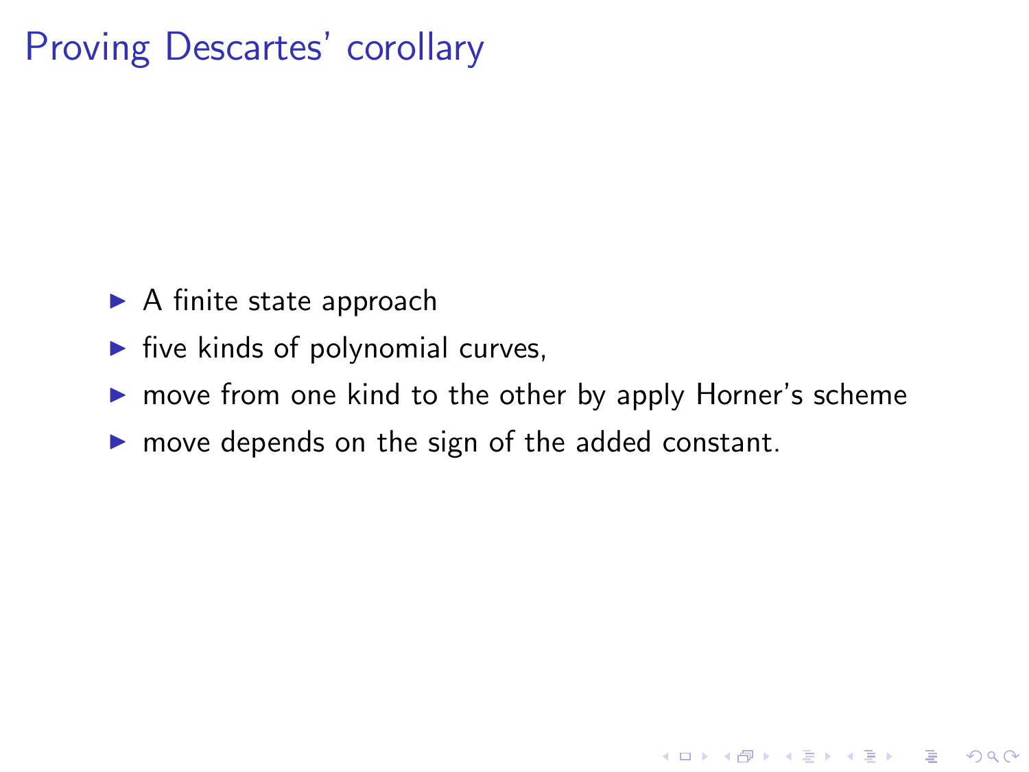# Proving Descartes' corollary

- A finite state approach
- five kinds of polynomial curves,
- move from one kind to the other by apply Horner's scheme
- move depends on the sign of the added constant.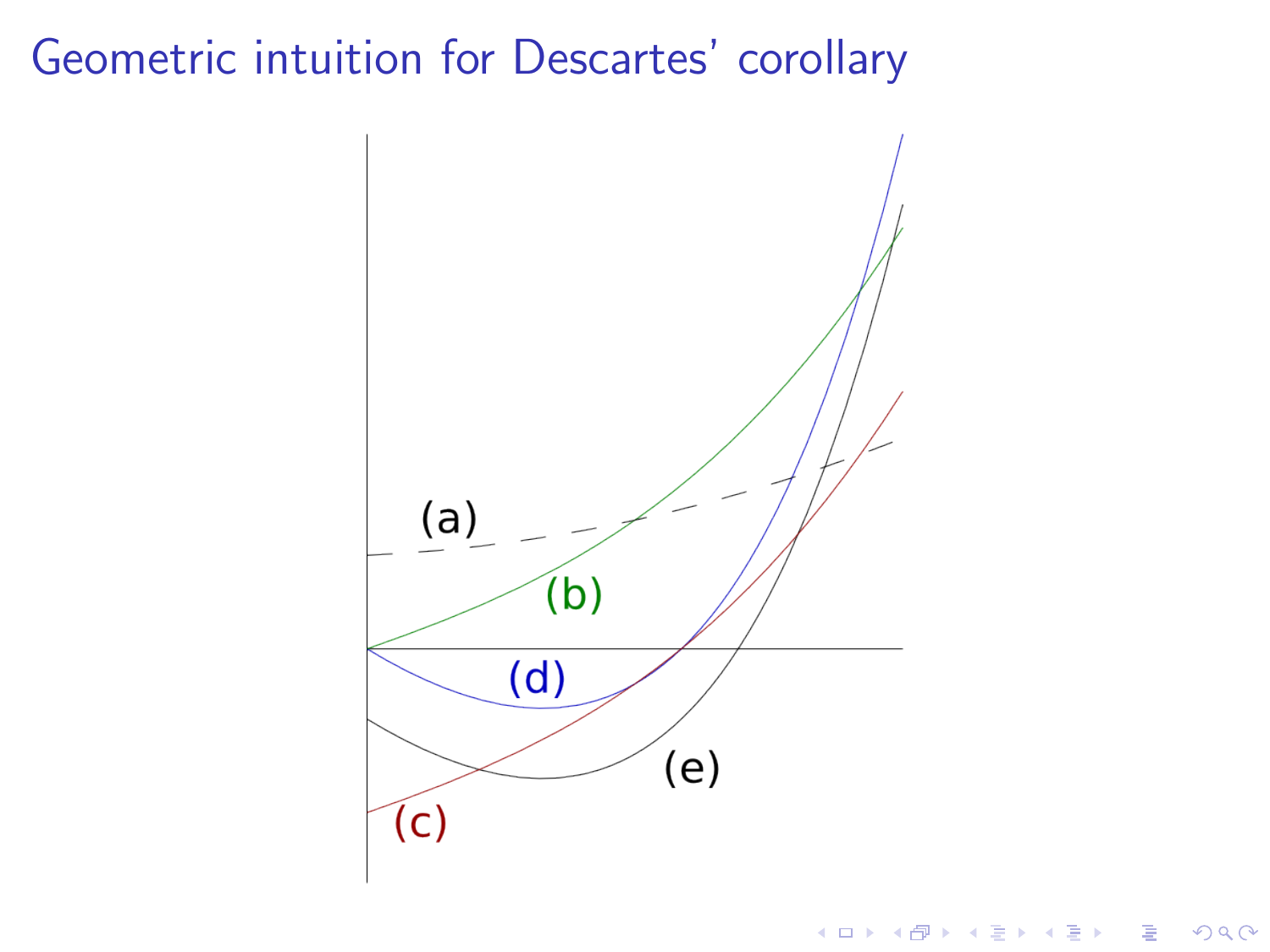# Geometric intuition for Descartes' corollary

(a)

(b)

(c)

(d)

(e)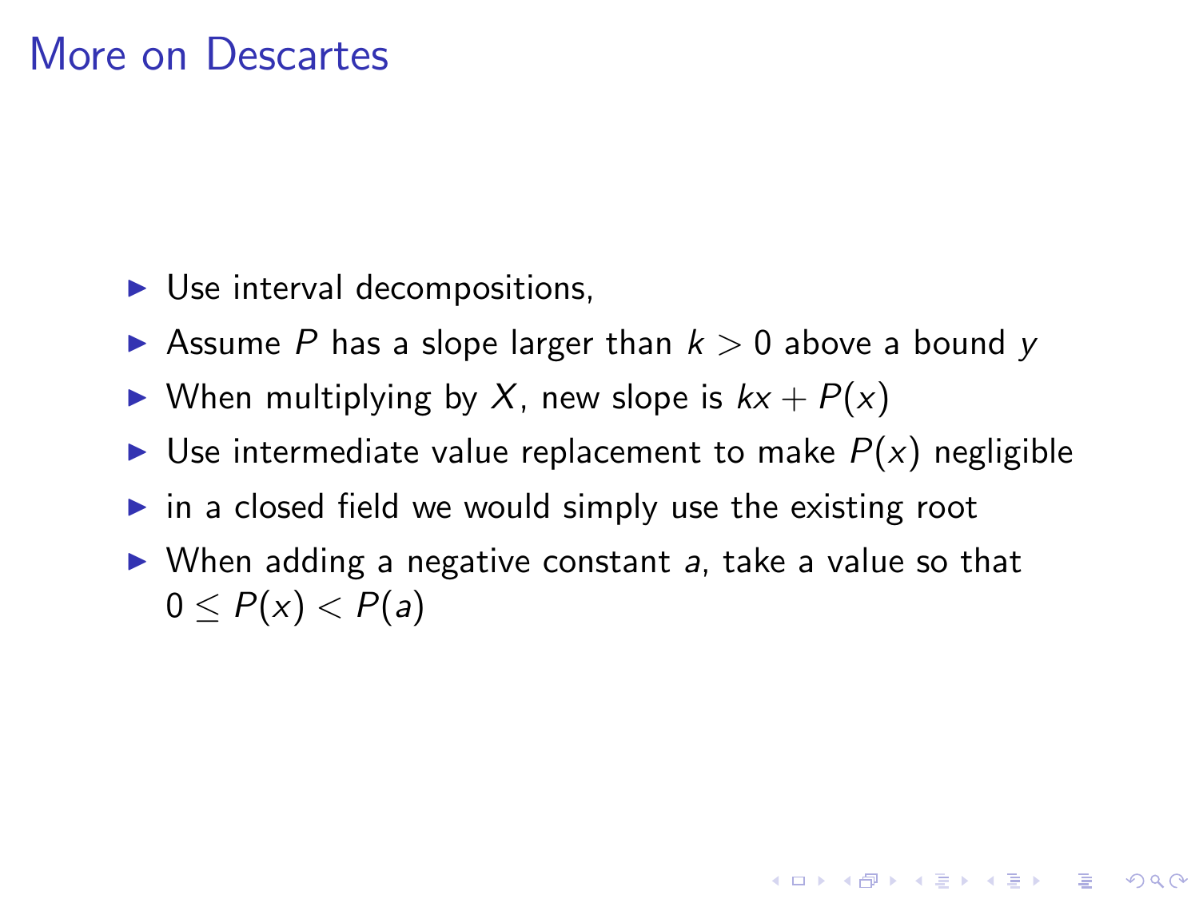# More on Descartes

- Use interval decompositions,
- Assume $P$ has a slope larger than $k > 0$ above a bound $y$
- When multiplying by $X$, new slope is $kx + P(x)$
- Use intermediate value replacement to make $P(x)$ negligible
- in a closed field we would simply use the existing root
- When adding a negative constant $a$, take a value so that $0 \leq P(x) < P(a)$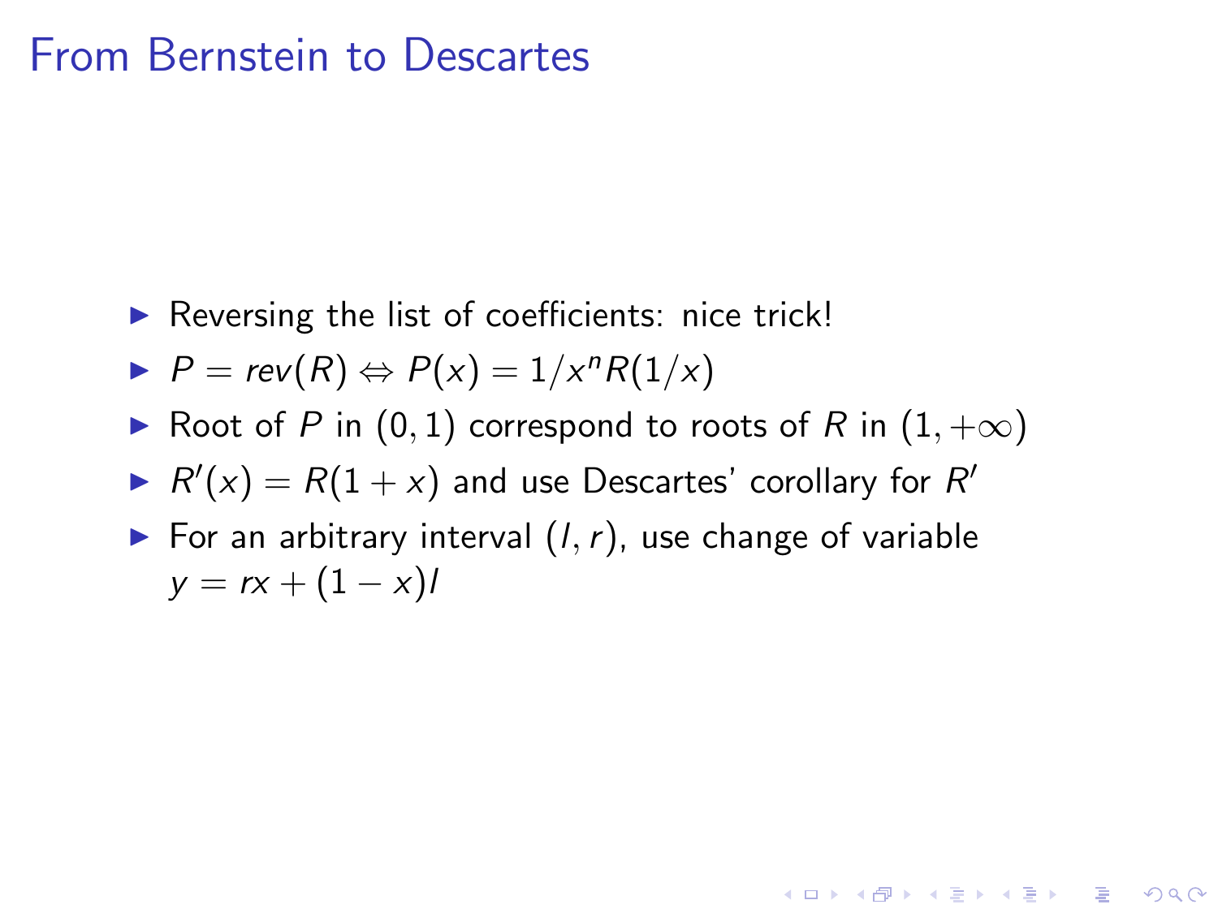# From Bernstein to Descartes

- Reversing the list of coefficients: nice trick!
- $P = rev(R) \Leftrightarrow P(x) = 1/x^n R(1/x)$
- Root of $P$ in $(0, 1)$ correspond to roots of $R$ in $(1, +\infty)$
- $R'(x) = R(1 + x)$ and use Descartes' corollary for $R'$
- For an arbitrary interval $(l, r)$, use change of variable $y = rx + (1 - x)l$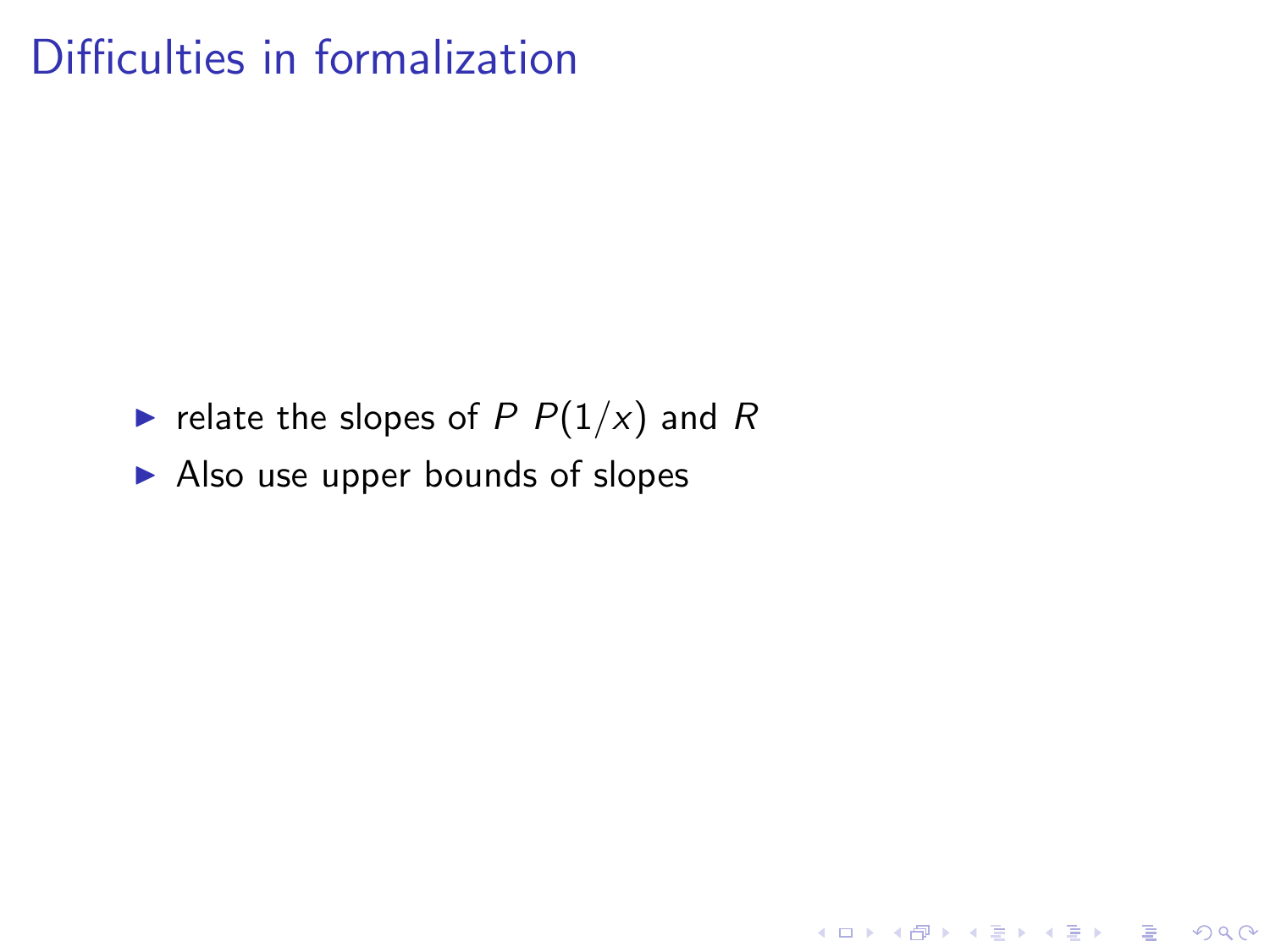# Difficulties in formalization

- relate the slopes of $P$ $P(1/x)$ and $R$
- Also use upper bounds of slopes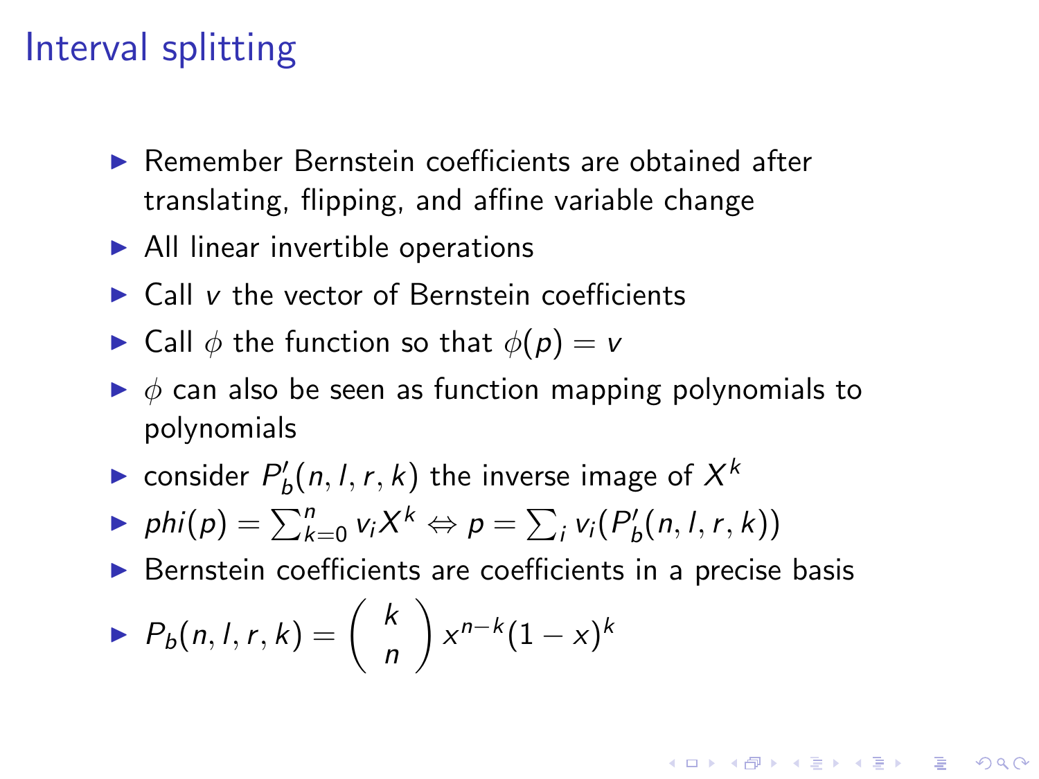# Interval splitting

- Remember Bernstein coefficients are obtained after translating, flipping, and affine variable change
- All linear invertible operations
- Call $v$ the vector of Bernstein coefficients
- Call $\phi$ the function so that $\phi(p) = v$
- $\phi$ can also be seen as function mapping polynomials to polynomials
- consider $P'_b(n, l, r, k)$ the inverse image of $X^k$
- $phi(p) = \sum_{k=0}^{n} v_i X^k \Leftrightarrow p = \sum_i v_i(P'_b(n, l, r, k))$
- Bernstein coefficients are coefficients in a precise basis
- $P_b(n, l, r, k) = \begin{pmatrix} k \\ n \end{pmatrix} x^{n-k}(1-x)^k$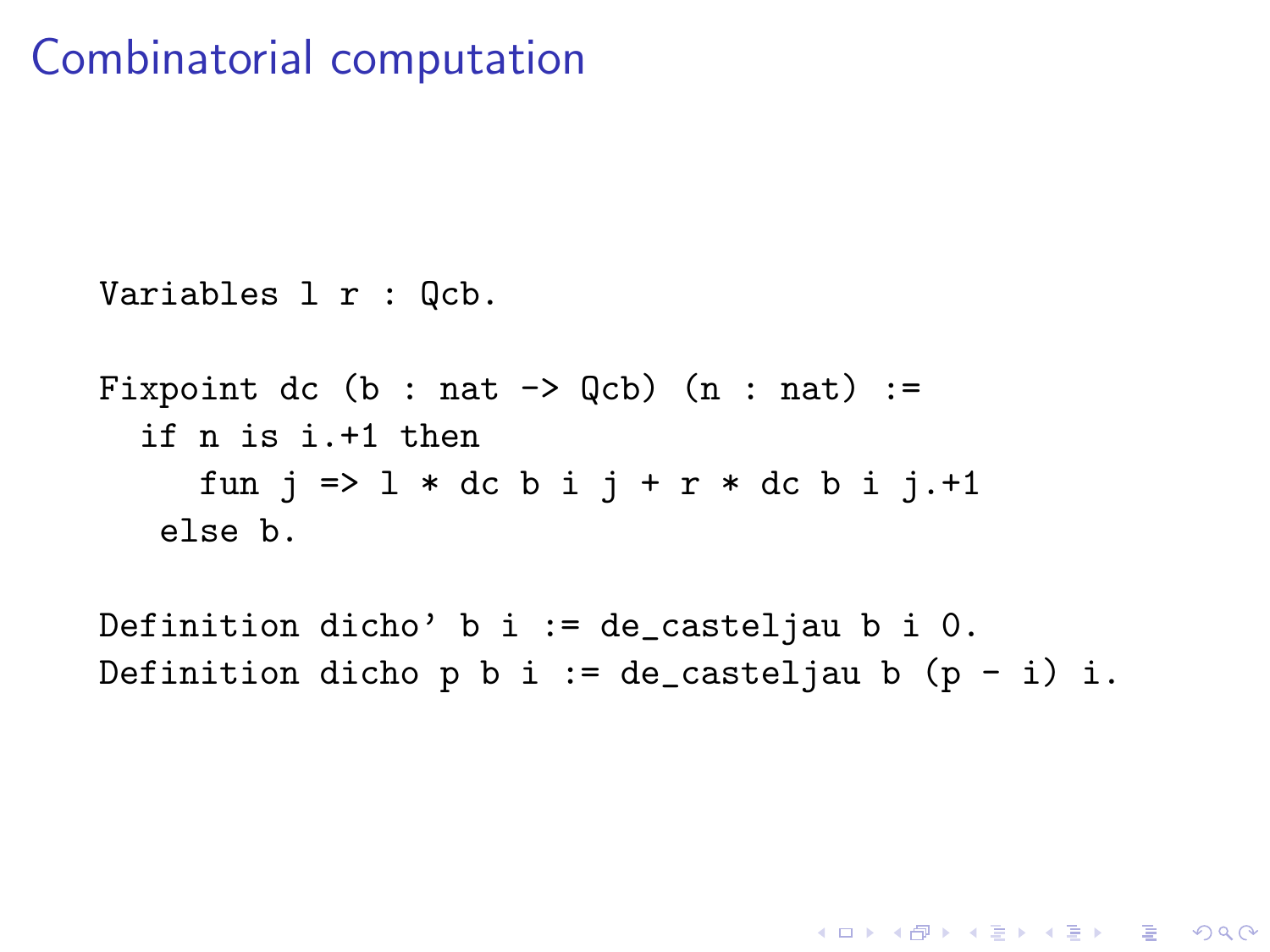# Combinatorial computation

```
Variables l r : Qcb.

Fixpoint dc (b : nat -> Qcb) (n : nat) :=
  if n is i.+1 then
     fun j => l * dc b i j + r * dc b i j.+1
   else b.

Definition dicho' b i := de_casteljau b i 0.
Definition dicho p b i := de_casteljau b (p - i) i.
```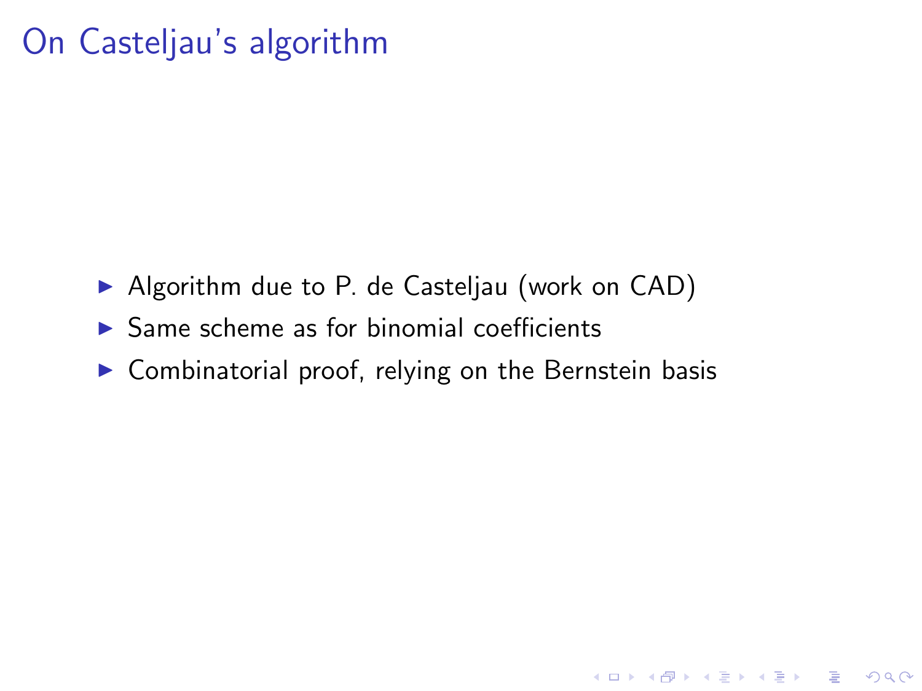# On Casteljau's algorithm

- Algorithm due to P. de Casteljau (work on CAD)
- Same scheme as for binomial coefficients
- Combinatorial proof, relying on the Bernstein basis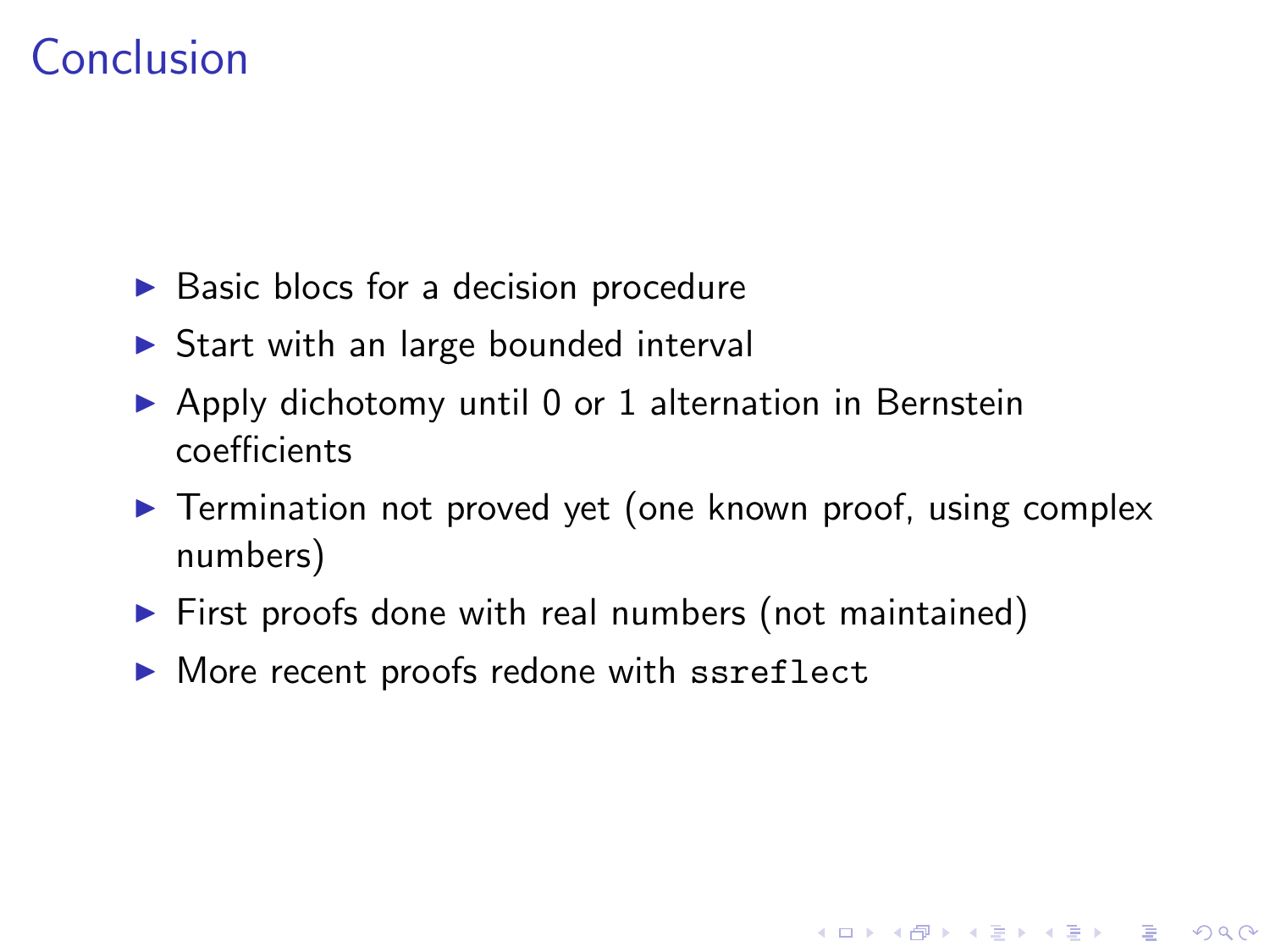# Conclusion

- Basic blocs for a decision procedure
- Start with an large bounded interval
- Apply dichotomy until 0 or 1 alternation in Bernstein coefficients
- Termination not proved yet (one known proof, using complex numbers)
- First proofs done with real numbers (not maintained)
- More recent proofs redone with `ssreflect`